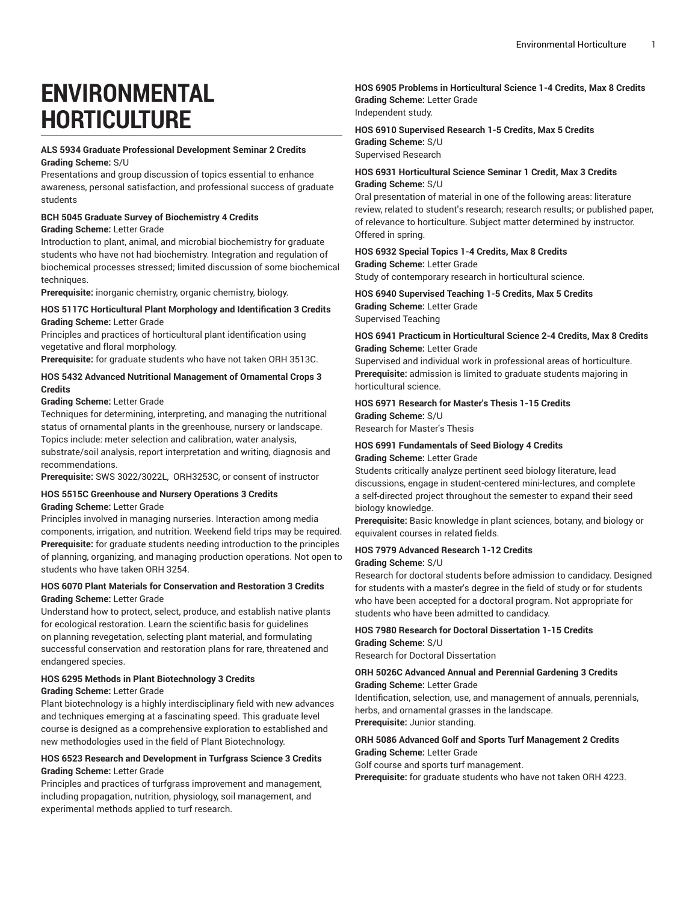# ENVIRONMENTAL HORTICULTURE

**ALS 5934 Graduate Professional Development Seminar 2 Credits**
**Grading Scheme:** S/U
Presentations and group discussion of topics essential to enhance awareness, personal satisfaction, and professional success of graduate students

**BCH 5045 Graduate Survey of Biochemistry 4 Credits**
**Grading Scheme:** Letter Grade
Introduction to plant, animal, and microbial biochemistry for graduate students who have not had biochemistry. Integration and regulation of biochemical processes stressed; limited discussion of some biochemical techniques.
**Prerequisite:** inorganic chemistry, organic chemistry, biology.

**HOS 5117C Horticultural Plant Morphology and Identification 3 Credits**
**Grading Scheme:** Letter Grade
Principles and practices of horticultural plant identification using vegetative and floral morphology.
**Prerequisite:** for graduate students who have not taken ORH 3513C.

**HOS 5432 Advanced Nutritional Management of Ornamental Crops 3 Credits**
**Grading Scheme:** Letter Grade
Techniques for determining, interpreting, and managing the nutritional status of ornamental plants in the greenhouse, nursery or landscape. Topics include: meter selection and calibration, water analysis, substrate/soil analysis, report interpretation and writing, diagnosis and recommendations.
**Prerequisite:** SWS 3022/3022L, ORH3253C, or consent of instructor

**HOS 5515C Greenhouse and Nursery Operations 3 Credits**
**Grading Scheme:** Letter Grade
Principles involved in managing nurseries. Interaction among media components, irrigation, and nutrition. Weekend field trips may be required.
**Prerequisite:** for graduate students needing introduction to the principles of planning, organizing, and managing production operations. Not open to students who have taken ORH 3254.

**HOS 6070 Plant Materials for Conservation and Restoration 3 Credits**
**Grading Scheme:** Letter Grade
Understand how to protect, select, produce, and establish native plants for ecological restoration. Learn the scientific basis for guidelines on planning revegetation, selecting plant material, and formulating successful conservation and restoration plans for rare, threatened and endangered species.

**HOS 6295 Methods in Plant Biotechnology 3 Credits**
**Grading Scheme:** Letter Grade
Plant biotechnology is a highly interdisciplinary field with new advances and techniques emerging at a fascinating speed. This graduate level course is designed as a comprehensive exploration to established and new methodologies used in the field of Plant Biotechnology.

**HOS 6523 Research and Development in Turfgrass Science 3 Credits**
**Grading Scheme:** Letter Grade
Principles and practices of turfgrass improvement and management, including propagation, nutrition, physiology, soil management, and experimental methods applied to turf research.

**HOS 6905 Problems in Horticultural Science 1-4 Credits, Max 8 Credits**
**Grading Scheme:** Letter Grade
Independent study.

**HOS 6910 Supervised Research 1-5 Credits, Max 5 Credits**
**Grading Scheme:** S/U
Supervised Research

**HOS 6931 Horticultural Science Seminar 1 Credit, Max 3 Credits**
**Grading Scheme:** S/U
Oral presentation of material in one of the following areas: literature review, related to student's research; research results; or published paper, of relevance to horticulture. Subject matter determined by instructor. Offered in spring.

**HOS 6932 Special Topics 1-4 Credits, Max 8 Credits**
**Grading Scheme:** Letter Grade
Study of contemporary research in horticultural science.

**HOS 6940 Supervised Teaching 1-5 Credits, Max 5 Credits**
**Grading Scheme:** Letter Grade
Supervised Teaching

**HOS 6941 Practicum in Horticultural Science 2-4 Credits, Max 8 Credits**
**Grading Scheme:** Letter Grade
Supervised and individual work in professional areas of horticulture.
**Prerequisite:** admission is limited to graduate students majoring in horticultural science.

**HOS 6971 Research for Master's Thesis 1-15 Credits**
**Grading Scheme:** S/U
Research for Master's Thesis

**HOS 6991 Fundamentals of Seed Biology 4 Credits**
**Grading Scheme:** Letter Grade
Students critically analyze pertinent seed biology literature, lead discussions, engage in student-centered mini-lectures, and complete a self-directed project throughout the semester to expand their seed biology knowledge.
**Prerequisite:** Basic knowledge in plant sciences, botany, and biology or equivalent courses in related fields.

**HOS 7979 Advanced Research 1-12 Credits**
**Grading Scheme:** S/U
Research for doctoral students before admission to candidacy. Designed for students with a master's degree in the field of study or for students who have been accepted for a doctoral program. Not appropriate for students who have been admitted to candidacy.

**HOS 7980 Research for Doctoral Dissertation 1-15 Credits**
**Grading Scheme:** S/U
Research for Doctoral Dissertation

**ORH 5026C Advanced Annual and Perennial Gardening 3 Credits**
**Grading Scheme:** Letter Grade
Identification, selection, use, and management of annuals, perennials, herbs, and ornamental grasses in the landscape.
**Prerequisite:** Junior standing.

**ORH 5086 Advanced Golf and Sports Turf Management 2 Credits**
**Grading Scheme:** Letter Grade
Golf course and sports turf management.
**Prerequisite:** for graduate students who have not taken ORH 4223.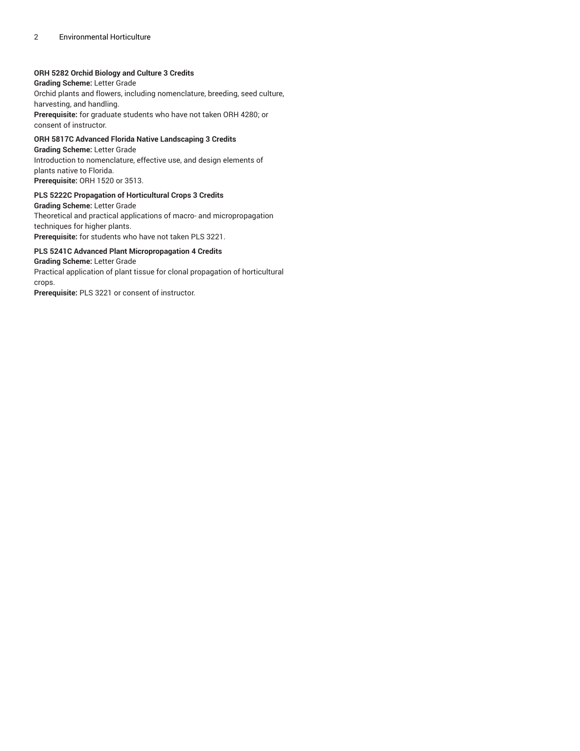**ORH 5282 Orchid Biology and Culture 3 Credits**

**Grading Scheme:** Letter Grade

Orchid plants and flowers, including nomenclature, breeding, seed culture, harvesting, and handling.

**Prerequisite:** for graduate students who have not taken ORH 4280; or consent of instructor.

**ORH 5817C Advanced Florida Native Landscaping 3 Credits**

**Grading Scheme:** Letter Grade

Introduction to nomenclature, effective use, and design elements of plants native to Florida.

**Prerequisite:** ORH 1520 or 3513.

**PLS 5222C Propagation of Horticultural Crops 3 Credits**

**Grading Scheme:** Letter Grade

Theoretical and practical applications of macro- and micropropagation techniques for higher plants.

**Prerequisite:** for students who have not taken PLS 3221.

**PLS 5241C Advanced Plant Micropropagation 4 Credits**

**Grading Scheme:** Letter Grade

Practical application of plant tissue for clonal propagation of horticultural crops.

**Prerequisite:** PLS 3221 or consent of instructor.